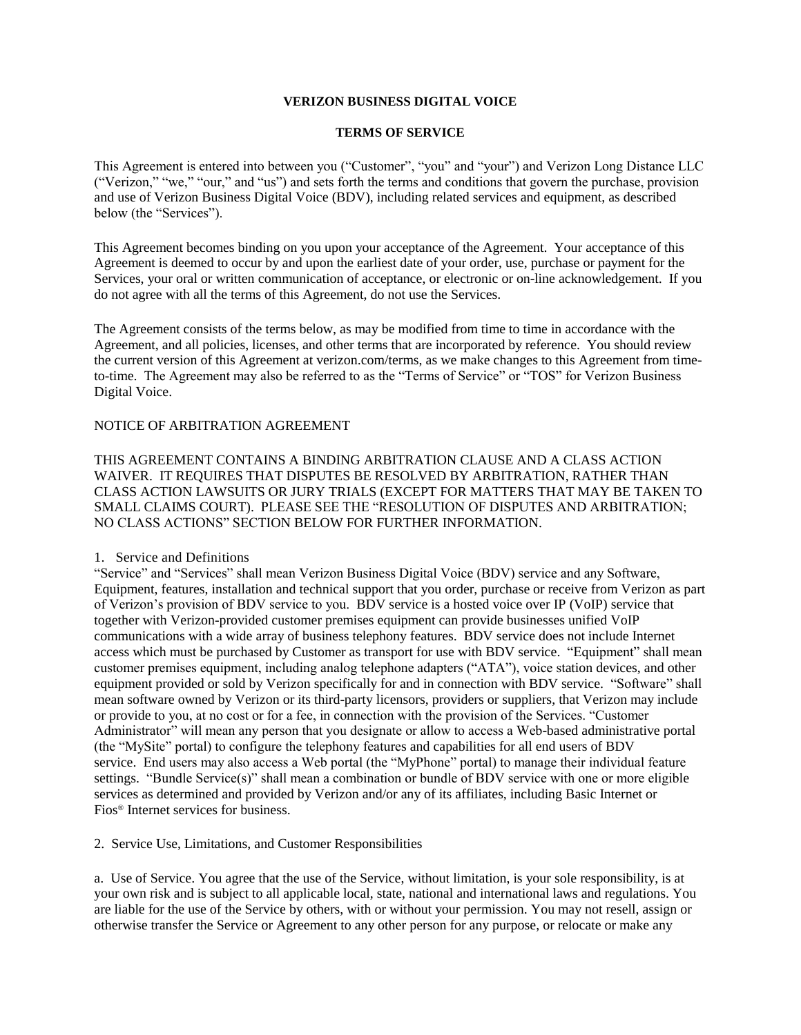**VERIZON BUSINESS DIGITAL VOICE**

**TERMS OF SERVICE**

This Agreement is entered into between you ("Customer", "you" and "your") and Verizon Long Distance LLC ("Verizon," "we," "our," and "us") and sets forth the terms and conditions that govern the purchase, provision and use of Verizon Business Digital Voice (BDV), including related services and equipment, as described below (the "Services").

This Agreement becomes binding on you upon your acceptance of the Agreement. Your acceptance of this Agreement is deemed to occur by and upon the earliest date of your order, use, purchase or payment for the Services, your oral or written communication of acceptance, or electronic or on-line acknowledgement. If you do not agree with all the terms of this Agreement, do not use the Services.

The Agreement consists of the terms below, as may be modified from time to time in accordance with the Agreement, and all policies, licenses, and other terms that are incorporated by reference. You should review the current version of this Agreement at verizon.com/terms, as we make changes to this Agreement from time-to-time. The Agreement may also be referred to as the "Terms of Service" or "TOS" for Verizon Business Digital Voice.

NOTICE OF ARBITRATION AGREEMENT

THIS AGREEMENT CONTAINS A BINDING ARBITRATION CLAUSE AND A CLASS ACTION WAIVER. IT REQUIRES THAT DISPUTES BE RESOLVED BY ARBITRATION, RATHER THAN CLASS ACTION LAWSUITS OR JURY TRIALS (EXCEPT FOR MATTERS THAT MAY BE TAKEN TO SMALL CLAIMS COURT). PLEASE SEE THE "RESOLUTION OF DISPUTES AND ARBITRATION; NO CLASS ACTIONS" SECTION BELOW FOR FURTHER INFORMATION.

1. Service and Definitions

"Service" and "Services" shall mean Verizon Business Digital Voice (BDV) service and any Software, Equipment, features, installation and technical support that you order, purchase or receive from Verizon as part of Verizon's provision of BDV service to you. BDV service is a hosted voice over IP (VoIP) service that together with Verizon-provided customer premises equipment can provide businesses unified VoIP communications with a wide array of business telephony features. BDV service does not include Internet access which must be purchased by Customer as transport for use with BDV service. "Equipment" shall mean customer premises equipment, including analog telephone adapters ("ATA"), voice station devices, and other equipment provided or sold by Verizon specifically for and in connection with BDV service. "Software" shall mean software owned by Verizon or its third-party licensors, providers or suppliers, that Verizon may include or provide to you, at no cost or for a fee, in connection with the provision of the Services. "Customer Administrator" will mean any person that you designate or allow to access a Web-based administrative portal (the "MySite" portal) to configure the telephony features and capabilities for all end users of BDV service. End users may also access a Web portal (the "MyPhone" portal) to manage their individual feature settings. "Bundle Service(s)" shall mean a combination or bundle of BDV service with one or more eligible services as determined and provided by Verizon and/or any of its affiliates, including Basic Internet or Fios® Internet services for business.

2. Service Use, Limitations, and Customer Responsibilities

a. Use of Service. You agree that the use of the Service, without limitation, is your sole responsibility, is at your own risk and is subject to all applicable local, state, national and international laws and regulations. You are liable for the use of the Service by others, with or without your permission. You may not resell, assign or otherwise transfer the Service or Agreement to any other person for any purpose, or relocate or make any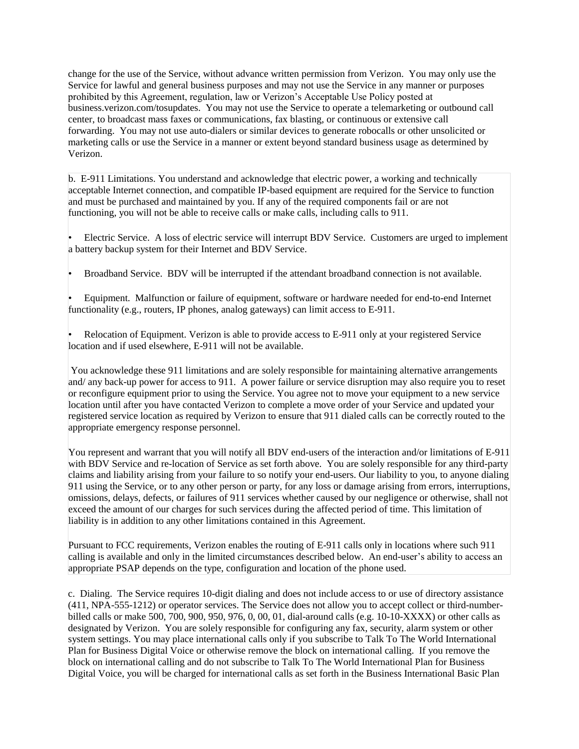change for the use of the Service, without advance written permission from Verizon. You may only use the Service for lawful and general business purposes and may not use the Service in any manner or purposes prohibited by this Agreement, regulation, law or Verizon's Acceptable Use Policy posted at business.verizon.com/tosupdates. You may not use the Service to operate a telemarketing or outbound call center, to broadcast mass faxes or communications, fax blasting, or continuous or extensive call forwarding. You may not use auto-dialers or similar devices to generate robocalls or other unsolicited or marketing calls or use the Service in a manner or extent beyond standard business usage as determined by Verizon.

b. E-911 Limitations. You understand and acknowledge that electric power, a working and technically acceptable Internet connection, and compatible IP-based equipment are required for the Service to function and must be purchased and maintained by you. If any of the required components fail or are not functioning, you will not be able to receive calls or make calls, including calls to 911.

- Electric Service. A loss of electric service will interrupt BDV Service. Customers are urged to implement a battery backup system for their Internet and BDV Service.
- Broadband Service. BDV will be interrupted if the attendant broadband connection is not available.
- Equipment. Malfunction or failure of equipment, software or hardware needed for end-to-end Internet functionality (e.g., routers, IP phones, analog gateways) can limit access to E-911.
- Relocation of Equipment. Verizon is able to provide access to E-911 only at your registered Service location and if used elsewhere, E-911 will not be available.

You acknowledge these 911 limitations and are solely responsible for maintaining alternative arrangements and/ any back-up power for access to 911. A power failure or service disruption may also require you to reset or reconfigure equipment prior to using the Service. You agree not to move your equipment to a new service location until after you have contacted Verizon to complete a move order of your Service and updated your registered service location as required by Verizon to ensure that 911 dialed calls can be correctly routed to the appropriate emergency response personnel.

You represent and warrant that you will notify all BDV end-users of the interaction and/or limitations of E-911 with BDV Service and re-location of Service as set forth above. You are solely responsible for any third-party claims and liability arising from your failure to so notify your end-users. Our liability to you, to anyone dialing 911 using the Service, or to any other person or party, for any loss or damage arising from errors, interruptions, omissions, delays, defects, or failures of 911 services whether caused by our negligence or otherwise, shall not exceed the amount of our charges for such services during the affected period of time. This limitation of liability is in addition to any other limitations contained in this Agreement.

Pursuant to FCC requirements, Verizon enables the routing of E-911 calls only in locations where such 911 calling is available and only in the limited circumstances described below. An end-user's ability to access an appropriate PSAP depends on the type, configuration and location of the phone used.

c. Dialing. The Service requires 10-digit dialing and does not include access to or use of directory assistance (411, NPA-555-1212) or operator services. The Service does not allow you to accept collect or third-number-billed calls or make 500, 700, 900, 950, 976, 0, 00, 01, dial-around calls (e.g. 10-10-XXXX) or other calls as designated by Verizon. You are solely responsible for configuring any fax, security, alarm system or other system settings. You may place international calls only if you subscribe to Talk To The World International Plan for Business Digital Voice or otherwise remove the block on international calling. If you remove the block on international calling and do not subscribe to Talk To The World International Plan for Business Digital Voice, you will be charged for international calls as set forth in the Business International Basic Plan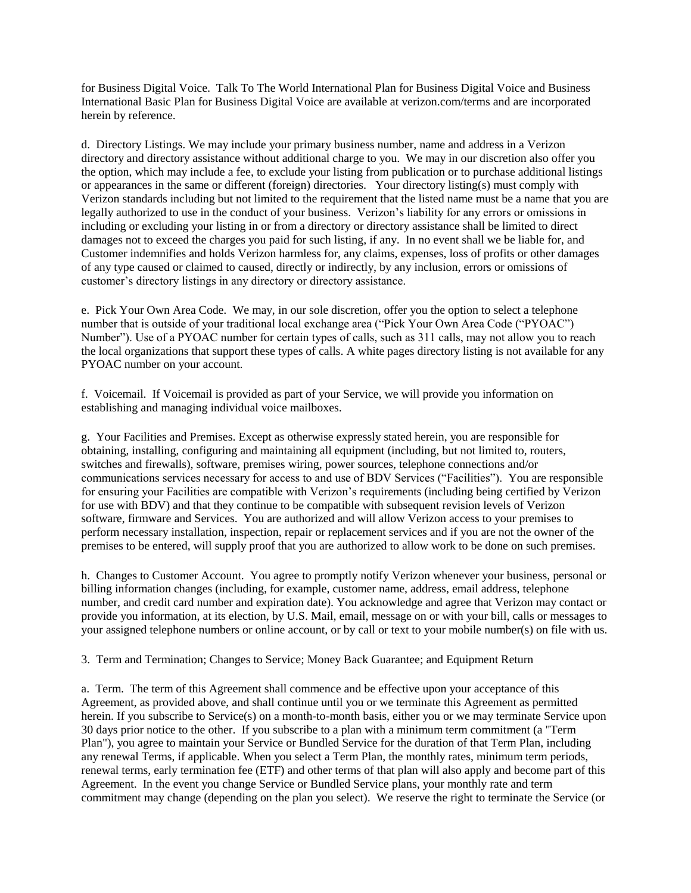for Business Digital Voice. Talk To The World International Plan for Business Digital Voice and Business International Basic Plan for Business Digital Voice are available at verizon.com/terms and are incorporated herein by reference.

d. Directory Listings. We may include your primary business number, name and address in a Verizon directory and directory assistance without additional charge to you. We may in our discretion also offer you the option, which may include a fee, to exclude your listing from publication or to purchase additional listings or appearances in the same or different (foreign) directories. Your directory listing(s) must comply with Verizon standards including but not limited to the requirement that the listed name must be a name that you are legally authorized to use in the conduct of your business. Verizon's liability for any errors or omissions in including or excluding your listing in or from a directory or directory assistance shall be limited to direct damages not to exceed the charges you paid for such listing, if any. In no event shall we be liable for, and Customer indemnifies and holds Verizon harmless for, any claims, expenses, loss of profits or other damages of any type caused or claimed to caused, directly or indirectly, by any inclusion, errors or omissions of customer's directory listings in any directory or directory assistance.

e. Pick Your Own Area Code. We may, in our sole discretion, offer you the option to select a telephone number that is outside of your traditional local exchange area ("Pick Your Own Area Code ("PYOAC") Number"). Use of a PYOAC number for certain types of calls, such as 311 calls, may not allow you to reach the local organizations that support these types of calls. A white pages directory listing is not available for any PYOAC number on your account.

f. Voicemail. If Voicemail is provided as part of your Service, we will provide you information on establishing and managing individual voice mailboxes.

g. Your Facilities and Premises. Except as otherwise expressly stated herein, you are responsible for obtaining, installing, configuring and maintaining all equipment (including, but not limited to, routers, switches and firewalls), software, premises wiring, power sources, telephone connections and/or communications services necessary for access to and use of BDV Services ("Facilities"). You are responsible for ensuring your Facilities are compatible with Verizon's requirements (including being certified by Verizon for use with BDV) and that they continue to be compatible with subsequent revision levels of Verizon software, firmware and Services. You are authorized and will allow Verizon access to your premises to perform necessary installation, inspection, repair or replacement services and if you are not the owner of the premises to be entered, will supply proof that you are authorized to allow work to be done on such premises.

h. Changes to Customer Account. You agree to promptly notify Verizon whenever your business, personal or billing information changes (including, for example, customer name, address, email address, telephone number, and credit card number and expiration date). You acknowledge and agree that Verizon may contact or provide you information, at its election, by U.S. Mail, email, message on or with your bill, calls or messages to your assigned telephone numbers or online account, or by call or text to your mobile number(s) on file with us.

3. Term and Termination; Changes to Service; Money Back Guarantee; and Equipment Return

a. Term. The term of this Agreement shall commence and be effective upon your acceptance of this Agreement, as provided above, and shall continue until you or we terminate this Agreement as permitted herein. If you subscribe to Service(s) on a month-to-month basis, either you or we may terminate Service upon 30 days prior notice to the other. If you subscribe to a plan with a minimum term commitment (a "Term Plan"), you agree to maintain your Service or Bundled Service for the duration of that Term Plan, including any renewal Terms, if applicable. When you select a Term Plan, the monthly rates, minimum term periods, renewal terms, early termination fee (ETF) and other terms of that plan will also apply and become part of this Agreement. In the event you change Service or Bundled Service plans, your monthly rate and term commitment may change (depending on the plan you select). We reserve the right to terminate the Service (or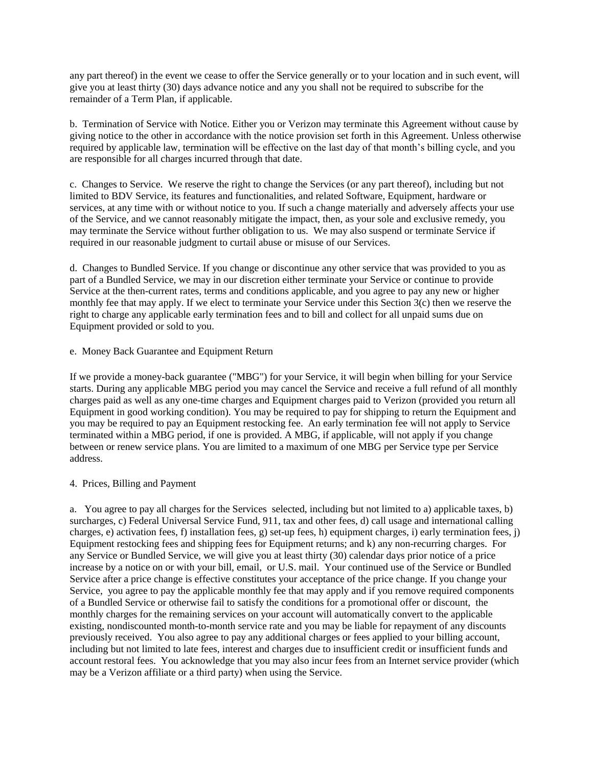any part thereof) in the event we cease to offer the Service generally or to your location and in such event, will give you at least thirty (30) days advance notice and any you shall not be required to subscribe for the remainder of a Term Plan, if applicable.

b. Termination of Service with Notice. Either you or Verizon may terminate this Agreement without cause by giving notice to the other in accordance with the notice provision set forth in this Agreement. Unless otherwise required by applicable law, termination will be effective on the last day of that month's billing cycle, and you are responsible for all charges incurred through that date.

c. Changes to Service. We reserve the right to change the Services (or any part thereof), including but not limited to BDV Service, its features and functionalities, and related Software, Equipment, hardware or services, at any time with or without notice to you. If such a change materially and adversely affects your use of the Service, and we cannot reasonably mitigate the impact, then, as your sole and exclusive remedy, you may terminate the Service without further obligation to us. We may also suspend or terminate Service if required in our reasonable judgment to curtail abuse or misuse of our Services.

d. Changes to Bundled Service. If you change or discontinue any other service that was provided to you as part of a Bundled Service, we may in our discretion either terminate your Service or continue to provide Service at the then-current rates, terms and conditions applicable, and you agree to pay any new or higher monthly fee that may apply. If we elect to terminate your Service under this Section 3(c) then we reserve the right to charge any applicable early termination fees and to bill and collect for all unpaid sums due on Equipment provided or sold to you.

e. Money Back Guarantee and Equipment Return

If we provide a money-back guarantee ("MBG") for your Service, it will begin when billing for your Service starts. During any applicable MBG period you may cancel the Service and receive a full refund of all monthly charges paid as well as any one-time charges and Equipment charges paid to Verizon (provided you return all Equipment in good working condition). You may be required to pay for shipping to return the Equipment and you may be required to pay an Equipment restocking fee. An early termination fee will not apply to Service terminated within a MBG period, if one is provided. A MBG, if applicable, will not apply if you change between or renew service plans. You are limited to a maximum of one MBG per Service type per Service address.

4. Prices, Billing and Payment

a. You agree to pay all charges for the Services selected, including but not limited to a) applicable taxes, b) surcharges, c) Federal Universal Service Fund, 911, tax and other fees, d) call usage and international calling charges, e) activation fees, f) installation fees, g) set-up fees, h) equipment charges, i) early termination fees, j) Equipment restocking fees and shipping fees for Equipment returns; and k) any non-recurring charges. For any Service or Bundled Service, we will give you at least thirty (30) calendar days prior notice of a price increase by a notice on or with your bill, email, or U.S. mail. Your continued use of the Service or Bundled Service after a price change is effective constitutes your acceptance of the price change. If you change your Service, you agree to pay the applicable monthly fee that may apply and if you remove required components of a Bundled Service or otherwise fail to satisfy the conditions for a promotional offer or discount, the monthly charges for the remaining services on your account will automatically convert to the applicable existing, nondiscounted month-to-month service rate and you may be liable for repayment of any discounts previously received. You also agree to pay any additional charges or fees applied to your billing account, including but not limited to late fees, interest and charges due to insufficient credit or insufficient funds and account restoral fees. You acknowledge that you may also incur fees from an Internet service provider (which may be a Verizon affiliate or a third party) when using the Service.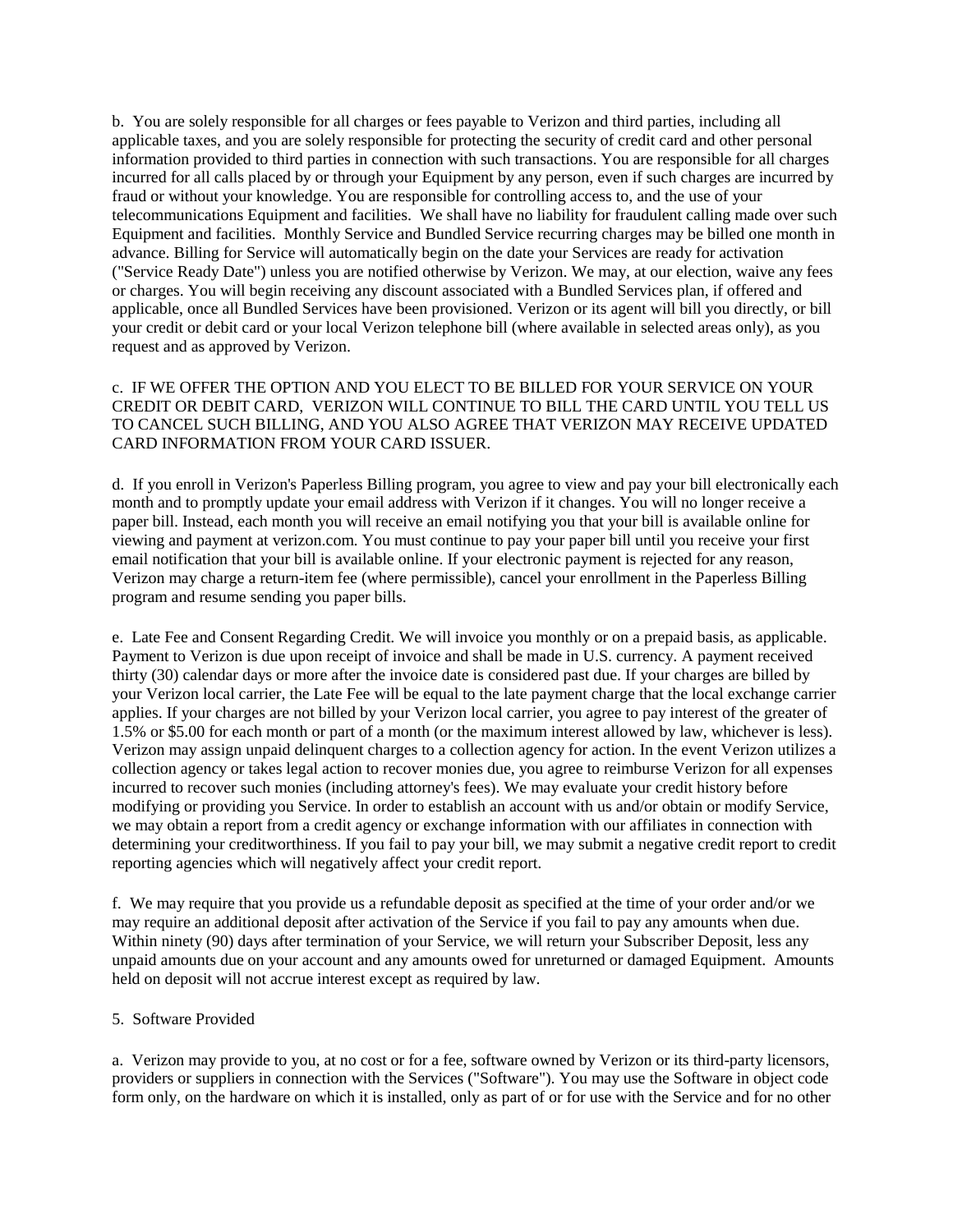b. You are solely responsible for all charges or fees payable to Verizon and third parties, including all applicable taxes, and you are solely responsible for protecting the security of credit card and other personal information provided to third parties in connection with such transactions. You are responsible for all charges incurred for all calls placed by or through your Equipment by any person, even if such charges are incurred by fraud or without your knowledge. You are responsible for controlling access to, and the use of your telecommunications Equipment and facilities. We shall have no liability for fraudulent calling made over such Equipment and facilities. Monthly Service and Bundled Service recurring charges may be billed one month in advance. Billing for Service will automatically begin on the date your Services are ready for activation ("Service Ready Date") unless you are notified otherwise by Verizon. We may, at our election, waive any fees or charges. You will begin receiving any discount associated with a Bundled Services plan, if offered and applicable, once all Bundled Services have been provisioned. Verizon or its agent will bill you directly, or bill your credit or debit card or your local Verizon telephone bill (where available in selected areas only), as you request and as approved by Verizon.

c. IF WE OFFER THE OPTION AND YOU ELECT TO BE BILLED FOR YOUR SERVICE ON YOUR CREDIT OR DEBIT CARD, VERIZON WILL CONTINUE TO BILL THE CARD UNTIL YOU TELL US TO CANCEL SUCH BILLING, AND YOU ALSO AGREE THAT VERIZON MAY RECEIVE UPDATED CARD INFORMATION FROM YOUR CARD ISSUER.

d. If you enroll in Verizon's Paperless Billing program, you agree to view and pay your bill electronically each month and to promptly update your email address with Verizon if it changes. You will no longer receive a paper bill. Instead, each month you will receive an email notifying you that your bill is available online for viewing and payment at verizon.com. You must continue to pay your paper bill until you receive your first email notification that your bill is available online. If your electronic payment is rejected for any reason, Verizon may charge a return-item fee (where permissible), cancel your enrollment in the Paperless Billing program and resume sending you paper bills.

e. Late Fee and Consent Regarding Credit. We will invoice you monthly or on a prepaid basis, as applicable. Payment to Verizon is due upon receipt of invoice and shall be made in U.S. currency. A payment received thirty (30) calendar days or more after the invoice date is considered past due. If your charges are billed by your Verizon local carrier, the Late Fee will be equal to the late payment charge that the local exchange carrier applies. If your charges are not billed by your Verizon local carrier, you agree to pay interest of the greater of 1.5% or $5.00 for each month or part of a month (or the maximum interest allowed by law, whichever is less). Verizon may assign unpaid delinquent charges to a collection agency for action. In the event Verizon utilizes a collection agency or takes legal action to recover monies due, you agree to reimburse Verizon for all expenses incurred to recover such monies (including attorney's fees). We may evaluate your credit history before modifying or providing you Service. In order to establish an account with us and/or obtain or modify Service, we may obtain a report from a credit agency or exchange information with our affiliates in connection with determining your creditworthiness. If you fail to pay your bill, we may submit a negative credit report to credit reporting agencies which will negatively affect your credit report.

f. We may require that you provide us a refundable deposit as specified at the time of your order and/or we may require an additional deposit after activation of the Service if you fail to pay any amounts when due. Within ninety (90) days after termination of your Service, we will return your Subscriber Deposit, less any unpaid amounts due on your account and any amounts owed for unreturned or damaged Equipment. Amounts held on deposit will not accrue interest except as required by law.

5. Software Provided

a. Verizon may provide to you, at no cost or for a fee, software owned by Verizon or its third-party licensors, providers or suppliers in connection with the Services ("Software"). You may use the Software in object code form only, on the hardware on which it is installed, only as part of or for use with the Service and for no other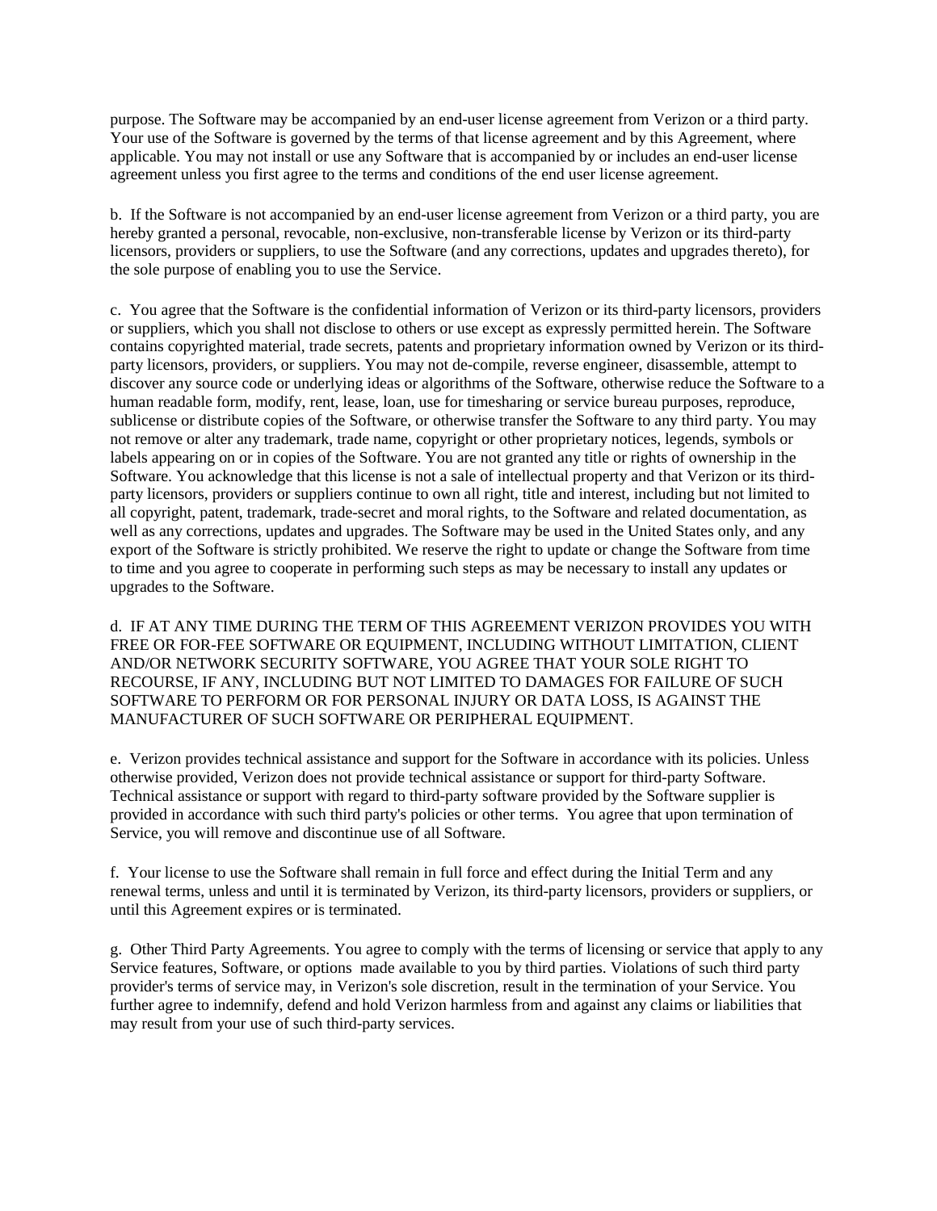purpose. The Software may be accompanied by an end-user license agreement from Verizon or a third party. Your use of the Software is governed by the terms of that license agreement and by this Agreement, where applicable. You may not install or use any Software that is accompanied by or includes an end-user license agreement unless you first agree to the terms and conditions of the end user license agreement.

b. If the Software is not accompanied by an end-user license agreement from Verizon or a third party, you are hereby granted a personal, revocable, non-exclusive, non-transferable license by Verizon or its third-party licensors, providers or suppliers, to use the Software (and any corrections, updates and upgrades thereto), for the sole purpose of enabling you to use the Service.

c. You agree that the Software is the confidential information of Verizon or its third-party licensors, providers or suppliers, which you shall not disclose to others or use except as expressly permitted herein. The Software contains copyrighted material, trade secrets, patents and proprietary information owned by Verizon or its third-party licensors, providers, or suppliers. You may not de-compile, reverse engineer, disassemble, attempt to discover any source code or underlying ideas or algorithms of the Software, otherwise reduce the Software to a human readable form, modify, rent, lease, loan, use for timesharing or service bureau purposes, reproduce, sublicense or distribute copies of the Software, or otherwise transfer the Software to any third party. You may not remove or alter any trademark, trade name, copyright or other proprietary notices, legends, symbols or labels appearing on or in copies of the Software. You are not granted any title or rights of ownership in the Software. You acknowledge that this license is not a sale of intellectual property and that Verizon or its third-party licensors, providers or suppliers continue to own all right, title and interest, including but not limited to all copyright, patent, trademark, trade-secret and moral rights, to the Software and related documentation, as well as any corrections, updates and upgrades. The Software may be used in the United States only, and any export of the Software is strictly prohibited. We reserve the right to update or change the Software from time to time and you agree to cooperate in performing such steps as may be necessary to install any updates or upgrades to the Software.

d. IF AT ANY TIME DURING THE TERM OF THIS AGREEMENT VERIZON PROVIDES YOU WITH FREE OR FOR-FEE SOFTWARE OR EQUIPMENT, INCLUDING WITHOUT LIMITATION, CLIENT AND/OR NETWORK SECURITY SOFTWARE, YOU AGREE THAT YOUR SOLE RIGHT TO RECOURSE, IF ANY, INCLUDING BUT NOT LIMITED TO DAMAGES FOR FAILURE OF SUCH SOFTWARE TO PERFORM OR FOR PERSONAL INJURY OR DATA LOSS, IS AGAINST THE MANUFACTURER OF SUCH SOFTWARE OR PERIPHERAL EQUIPMENT.

e. Verizon provides technical assistance and support for the Software in accordance with its policies. Unless otherwise provided, Verizon does not provide technical assistance or support for third-party Software. Technical assistance or support with regard to third-party software provided by the Software supplier is provided in accordance with such third party's policies or other terms. You agree that upon termination of Service, you will remove and discontinue use of all Software.

f. Your license to use the Software shall remain in full force and effect during the Initial Term and any renewal terms, unless and until it is terminated by Verizon, its third-party licensors, providers or suppliers, or until this Agreement expires or is terminated.

g. Other Third Party Agreements. You agree to comply with the terms of licensing or service that apply to any Service features, Software, or options made available to you by third parties. Violations of such third party provider's terms of service may, in Verizon's sole discretion, result in the termination of your Service. You further agree to indemnify, defend and hold Verizon harmless from and against any claims or liabilities that may result from your use of such third-party services.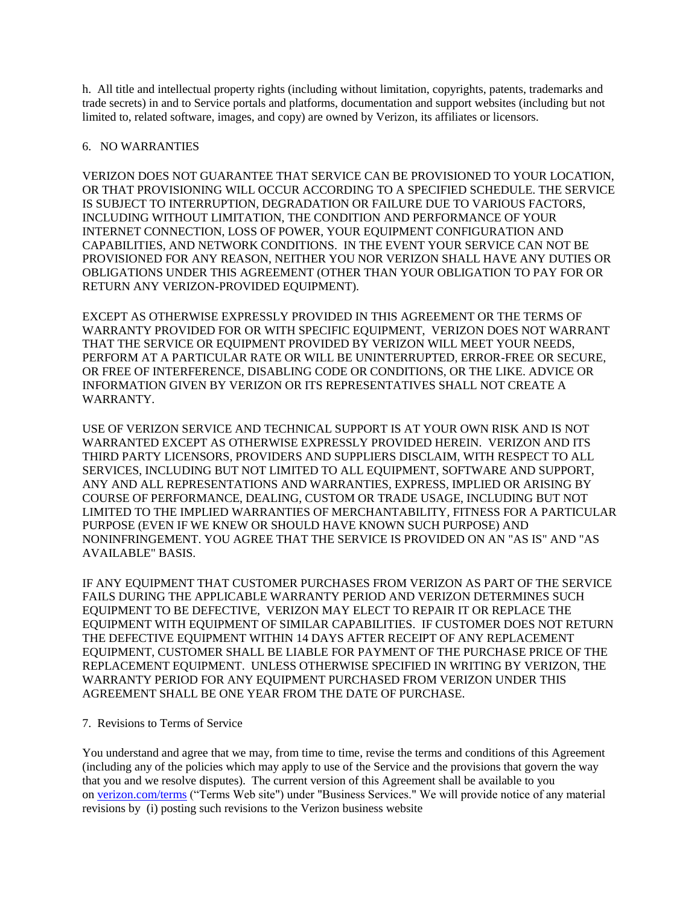h. All title and intellectual property rights (including without limitation, copyrights, patents, trademarks and trade secrets) in and to Service portals and platforms, documentation and support websites (including but not limited to, related software, images, and copy) are owned by Verizon, its affiliates or licensors.

6. NO WARRANTIES

VERIZON DOES NOT GUARANTEE THAT SERVICE CAN BE PROVISIONED TO YOUR LOCATION, OR THAT PROVISIONING WILL OCCUR ACCORDING TO A SPECIFIED SCHEDULE. THE SERVICE IS SUBJECT TO INTERRUPTION, DEGRADATION OR FAILURE DUE TO VARIOUS FACTORS, INCLUDING WITHOUT LIMITATION, THE CONDITION AND PERFORMANCE OF YOUR INTERNET CONNECTION, LOSS OF POWER, YOUR EQUIPMENT CONFIGURATION AND CAPABILITIES, AND NETWORK CONDITIONS. IN THE EVENT YOUR SERVICE CAN NOT BE PROVISIONED FOR ANY REASON, NEITHER YOU NOR VERIZON SHALL HAVE ANY DUTIES OR OBLIGATIONS UNDER THIS AGREEMENT (OTHER THAN YOUR OBLIGATION TO PAY FOR OR RETURN ANY VERIZON-PROVIDED EQUIPMENT).

EXCEPT AS OTHERWISE EXPRESSLY PROVIDED IN THIS AGREEMENT OR THE TERMS OF WARRANTY PROVIDED FOR OR WITH SPECIFIC EQUIPMENT, VERIZON DOES NOT WARRANT THAT THE SERVICE OR EQUIPMENT PROVIDED BY VERIZON WILL MEET YOUR NEEDS, PERFORM AT A PARTICULAR RATE OR WILL BE UNINTERRUPTED, ERROR-FREE OR SECURE, OR FREE OF INTERFERENCE, DISABLING CODE OR CONDITIONS, OR THE LIKE. ADVICE OR INFORMATION GIVEN BY VERIZON OR ITS REPRESENTATIVES SHALL NOT CREATE A WARRANTY.

USE OF VERIZON SERVICE AND TECHNICAL SUPPORT IS AT YOUR OWN RISK AND IS NOT WARRANTED EXCEPT AS OTHERWISE EXPRESSLY PROVIDED HEREIN. VERIZON AND ITS THIRD PARTY LICENSORS, PROVIDERS AND SUPPLIERS DISCLAIM, WITH RESPECT TO ALL SERVICES, INCLUDING BUT NOT LIMITED TO ALL EQUIPMENT, SOFTWARE AND SUPPORT, ANY AND ALL REPRESENTATIONS AND WARRANTIES, EXPRESS, IMPLIED OR ARISING BY COURSE OF PERFORMANCE, DEALING, CUSTOM OR TRADE USAGE, INCLUDING BUT NOT LIMITED TO THE IMPLIED WARRANTIES OF MERCHANTABILITY, FITNESS FOR A PARTICULAR PURPOSE (EVEN IF WE KNEW OR SHOULD HAVE KNOWN SUCH PURPOSE) AND NONINFRINGEMENT. YOU AGREE THAT THE SERVICE IS PROVIDED ON AN "AS IS" AND "AS AVAILABLE" BASIS.

IF ANY EQUIPMENT THAT CUSTOMER PURCHASES FROM VERIZON AS PART OF THE SERVICE FAILS DURING THE APPLICABLE WARRANTY PERIOD AND VERIZON DETERMINES SUCH EQUIPMENT TO BE DEFECTIVE, VERIZON MAY ELECT TO REPAIR IT OR REPLACE THE EQUIPMENT WITH EQUIPMENT OF SIMILAR CAPABILITIES. IF CUSTOMER DOES NOT RETURN THE DEFECTIVE EQUIPMENT WITHIN 14 DAYS AFTER RECEIPT OF ANY REPLACEMENT EQUIPMENT, CUSTOMER SHALL BE LIABLE FOR PAYMENT OF THE PURCHASE PRICE OF THE REPLACEMENT EQUIPMENT. UNLESS OTHERWISE SPECIFIED IN WRITING BY VERIZON, THE WARRANTY PERIOD FOR ANY EQUIPMENT PURCHASED FROM VERIZON UNDER THIS AGREEMENT SHALL BE ONE YEAR FROM THE DATE OF PURCHASE.

7. Revisions to Terms of Service

You understand and agree that we may, from time to time, revise the terms and conditions of this Agreement (including any of the policies which may apply to use of the Service and the provisions that govern the way that you and we resolve disputes). The current version of this Agreement shall be available to you on [verizon.com/terms](verizon.com/terms) ("Terms Web site") under "Business Services." We will provide notice of any material revisions by (i) posting such revisions to the Verizon business website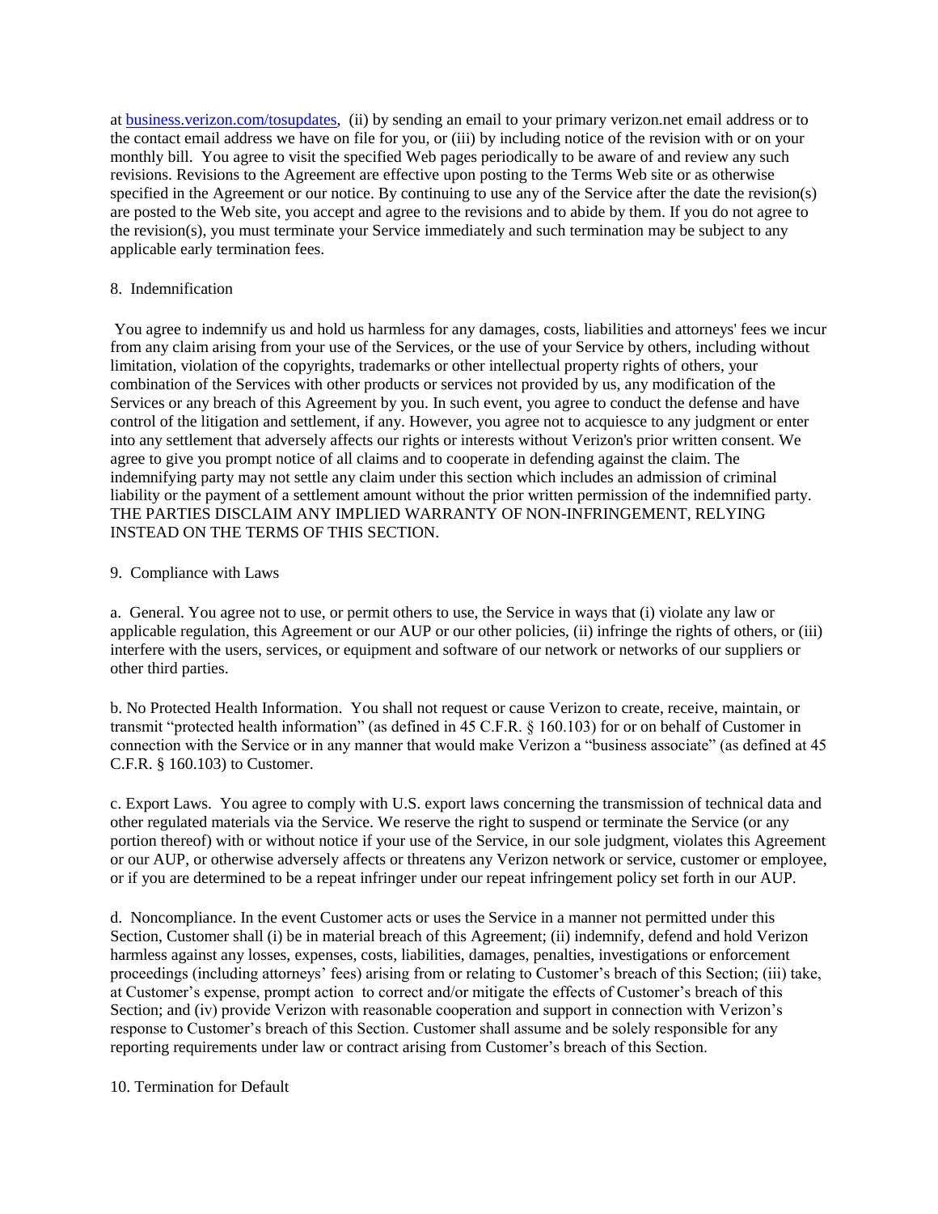at [business.verizon.com/tosupdates](business.verizon.com/tosupdates), (ii) by sending an email to your primary verizon.net email address or to the contact email address we have on file for you, or (iii) by including notice of the revision with or on your monthly bill. You agree to visit the specified Web pages periodically to be aware of and review any such revisions. Revisions to the Agreement are effective upon posting to the Terms Web site or as otherwise specified in the Agreement or our notice. By continuing to use any of the Service after the date the revision(s) are posted to the Web site, you accept and agree to the revisions and to abide by them. If you do not agree to the revision(s), you must terminate your Service immediately and such termination may be subject to any applicable early termination fees.

8. Indemnification

You agree to indemnify us and hold us harmless for any damages, costs, liabilities and attorneys' fees we incur from any claim arising from your use of the Services, or the use of your Service by others, including without limitation, violation of the copyrights, trademarks or other intellectual property rights of others, your combination of the Services with other products or services not provided by us, any modification of the Services or any breach of this Agreement by you. In such event, you agree to conduct the defense and have control of the litigation and settlement, if any. However, you agree not to acquiesce to any judgment or enter into any settlement that adversely affects our rights or interests without Verizon's prior written consent. We agree to give you prompt notice of all claims and to cooperate in defending against the claim. The indemnifying party may not settle any claim under this section which includes an admission of criminal liability or the payment of a settlement amount without the prior written permission of the indemnified party. THE PARTIES DISCLAIM ANY IMPLIED WARRANTY OF NON-INFRINGEMENT, RELYING INSTEAD ON THE TERMS OF THIS SECTION.

9. Compliance with Laws

a. General. You agree not to use, or permit others to use, the Service in ways that (i) violate any law or applicable regulation, this Agreement or our AUP or our other policies, (ii) infringe the rights of others, or (iii) interfere with the users, services, or equipment and software of our network or networks of our suppliers or other third parties.

b. No Protected Health Information. You shall not request or cause Verizon to create, receive, maintain, or transmit "protected health information" (as defined in 45 C.F.R. § 160.103) for or on behalf of Customer in connection with the Service or in any manner that would make Verizon a "business associate" (as defined at 45 C.F.R. § 160.103) to Customer.

c. Export Laws. You agree to comply with U.S. export laws concerning the transmission of technical data and other regulated materials via the Service. We reserve the right to suspend or terminate the Service (or any portion thereof) with or without notice if your use of the Service, in our sole judgment, violates this Agreement or our AUP, or otherwise adversely affects or threatens any Verizon network or service, customer or employee, or if you are determined to be a repeat infringer under our repeat infringement policy set forth in our AUP.

d. Noncompliance. In the event Customer acts or uses the Service in a manner not permitted under this Section, Customer shall (i) be in material breach of this Agreement; (ii) indemnify, defend and hold Verizon harmless against any losses, expenses, costs, liabilities, damages, penalties, investigations or enforcement proceedings (including attorneys' fees) arising from or relating to Customer's breach of this Section; (iii) take, at Customer's expense, prompt action to correct and/or mitigate the effects of Customer's breach of this Section; and (iv) provide Verizon with reasonable cooperation and support in connection with Verizon's response to Customer's breach of this Section. Customer shall assume and be solely responsible for any reporting requirements under law or contract arising from Customer's breach of this Section.

10. Termination for Default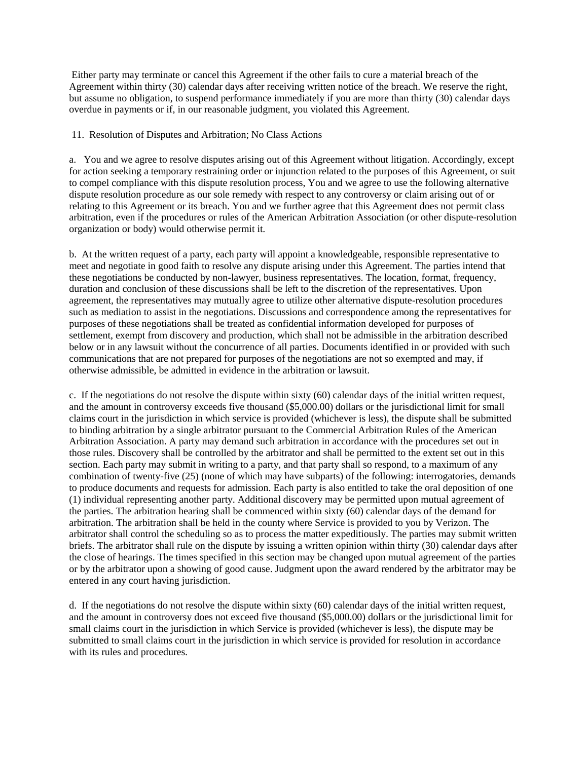Either party may terminate or cancel this Agreement if the other fails to cure a material breach of the Agreement within thirty (30) calendar days after receiving written notice of the breach. We reserve the right, but assume no obligation, to suspend performance immediately if you are more than thirty (30) calendar days overdue in payments or if, in our reasonable judgment, you violated this Agreement.

## 11. Resolution of Disputes and Arbitration; No Class Actions

a. You and we agree to resolve disputes arising out of this Agreement without litigation. Accordingly, except for action seeking a temporary restraining order or injunction related to the purposes of this Agreement, or suit to compel compliance with this dispute resolution process, You and we agree to use the following alternative dispute resolution procedure as our sole remedy with respect to any controversy or claim arising out of or relating to this Agreement or its breach. You and we further agree that this Agreement does not permit class arbitration, even if the procedures or rules of the American Arbitration Association (or other dispute-resolution organization or body) would otherwise permit it.

b. At the written request of a party, each party will appoint a knowledgeable, responsible representative to meet and negotiate in good faith to resolve any dispute arising under this Agreement. The parties intend that these negotiations be conducted by non-lawyer, business representatives. The location, format, frequency, duration and conclusion of these discussions shall be left to the discretion of the representatives. Upon agreement, the representatives may mutually agree to utilize other alternative dispute-resolution procedures such as mediation to assist in the negotiations. Discussions and correspondence among the representatives for purposes of these negotiations shall be treated as confidential information developed for purposes of settlement, exempt from discovery and production, which shall not be admissible in the arbitration described below or in any lawsuit without the concurrence of all parties. Documents identified in or provided with such communications that are not prepared for purposes of the negotiations are not so exempted and may, if otherwise admissible, be admitted in evidence in the arbitration or lawsuit.

c. If the negotiations do not resolve the dispute within sixty (60) calendar days of the initial written request, and the amount in controversy exceeds five thousand ($5,000.00) dollars or the jurisdictional limit for small claims court in the jurisdiction in which service is provided (whichever is less), the dispute shall be submitted to binding arbitration by a single arbitrator pursuant to the Commercial Arbitration Rules of the American Arbitration Association. A party may demand such arbitration in accordance with the procedures set out in those rules. Discovery shall be controlled by the arbitrator and shall be permitted to the extent set out in this section. Each party may submit in writing to a party, and that party shall so respond, to a maximum of any combination of twenty-five (25) (none of which may have subparts) of the following: interrogatories, demands to produce documents and requests for admission. Each party is also entitled to take the oral deposition of one (1) individual representing another party. Additional discovery may be permitted upon mutual agreement of the parties. The arbitration hearing shall be commenced within sixty (60) calendar days of the demand for arbitration. The arbitration shall be held in the county where Service is provided to you by Verizon. The arbitrator shall control the scheduling so as to process the matter expeditiously. The parties may submit written briefs. The arbitrator shall rule on the dispute by issuing a written opinion within thirty (30) calendar days after the close of hearings. The times specified in this section may be changed upon mutual agreement of the parties or by the arbitrator upon a showing of good cause. Judgment upon the award rendered by the arbitrator may be entered in any court having jurisdiction.

d. If the negotiations do not resolve the dispute within sixty (60) calendar days of the initial written request, and the amount in controversy does not exceed five thousand ($5,000.00) dollars or the jurisdictional limit for small claims court in the jurisdiction in which Service is provided (whichever is less), the dispute may be submitted to small claims court in the jurisdiction in which service is provided for resolution in accordance with its rules and procedures.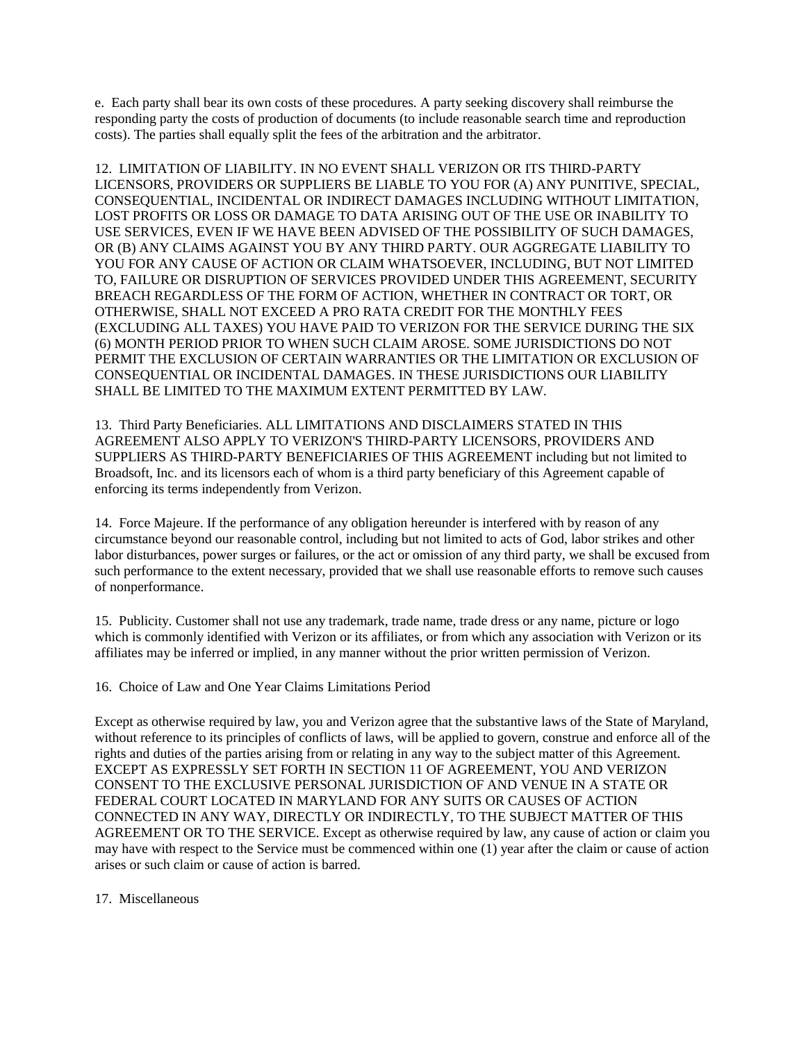e. Each party shall bear its own costs of these procedures. A party seeking discovery shall reimburse the responding party the costs of production of documents (to include reasonable search time and reproduction costs). The parties shall equally split the fees of the arbitration and the arbitrator.

12. LIMITATION OF LIABILITY. IN NO EVENT SHALL VERIZON OR ITS THIRD-PARTY LICENSORS, PROVIDERS OR SUPPLIERS BE LIABLE TO YOU FOR (A) ANY PUNITIVE, SPECIAL, CONSEQUENTIAL, INCIDENTAL OR INDIRECT DAMAGES INCLUDING WITHOUT LIMITATION, LOST PROFITS OR LOSS OR DAMAGE TO DATA ARISING OUT OF THE USE OR INABILITY TO USE SERVICES, EVEN IF WE HAVE BEEN ADVISED OF THE POSSIBILITY OF SUCH DAMAGES, OR (B) ANY CLAIMS AGAINST YOU BY ANY THIRD PARTY. OUR AGGREGATE LIABILITY TO YOU FOR ANY CAUSE OF ACTION OR CLAIM WHATSOEVER, INCLUDING, BUT NOT LIMITED TO, FAILURE OR DISRUPTION OF SERVICES PROVIDED UNDER THIS AGREEMENT, SECURITY BREACH REGARDLESS OF THE FORM OF ACTION, WHETHER IN CONTRACT OR TORT, OR OTHERWISE, SHALL NOT EXCEED A PRO RATA CREDIT FOR THE MONTHLY FEES (EXCLUDING ALL TAXES) YOU HAVE PAID TO VERIZON FOR THE SERVICE DURING THE SIX (6) MONTH PERIOD PRIOR TO WHEN SUCH CLAIM AROSE. SOME JURISDICTIONS DO NOT PERMIT THE EXCLUSION OF CERTAIN WARRANTIES OR THE LIMITATION OR EXCLUSION OF CONSEQUENTIAL OR INCIDENTAL DAMAGES. IN THESE JURISDICTIONS OUR LIABILITY SHALL BE LIMITED TO THE MAXIMUM EXTENT PERMITTED BY LAW.

13. Third Party Beneficiaries. ALL LIMITATIONS AND DISCLAIMERS STATED IN THIS AGREEMENT ALSO APPLY TO VERIZON'S THIRD-PARTY LICENSORS, PROVIDERS AND SUPPLIERS AS THIRD-PARTY BENEFICIARIES OF THIS AGREEMENT including but not limited to Broadsoft, Inc. and its licensors each of whom is a third party beneficiary of this Agreement capable of enforcing its terms independently from Verizon.

14. Force Majeure. If the performance of any obligation hereunder is interfered with by reason of any circumstance beyond our reasonable control, including but not limited to acts of God, labor strikes and other labor disturbances, power surges or failures, or the act or omission of any third party, we shall be excused from such performance to the extent necessary, provided that we shall use reasonable efforts to remove such causes of nonperformance.

15. Publicity. Customer shall not use any trademark, trade name, trade dress or any name, picture or logo which is commonly identified with Verizon or its affiliates, or from which any association with Verizon or its affiliates may be inferred or implied, in any manner without the prior written permission of Verizon.

16. Choice of Law and One Year Claims Limitations Period

Except as otherwise required by law, you and Verizon agree that the substantive laws of the State of Maryland, without reference to its principles of conflicts of laws, will be applied to govern, construe and enforce all of the rights and duties of the parties arising from or relating in any way to the subject matter of this Agreement. EXCEPT AS EXPRESSLY SET FORTH IN SECTION 11 OF AGREEMENT, YOU AND VERIZON CONSENT TO THE EXCLUSIVE PERSONAL JURISDICTION OF AND VENUE IN A STATE OR FEDERAL COURT LOCATED IN MARYLAND FOR ANY SUITS OR CAUSES OF ACTION CONNECTED IN ANY WAY, DIRECTLY OR INDIRECTLY, TO THE SUBJECT MATTER OF THIS AGREEMENT OR TO THE SERVICE. Except as otherwise required by law, any cause of action or claim you may have with respect to the Service must be commenced within one (1) year after the claim or cause of action arises or such claim or cause of action is barred.

17. Miscellaneous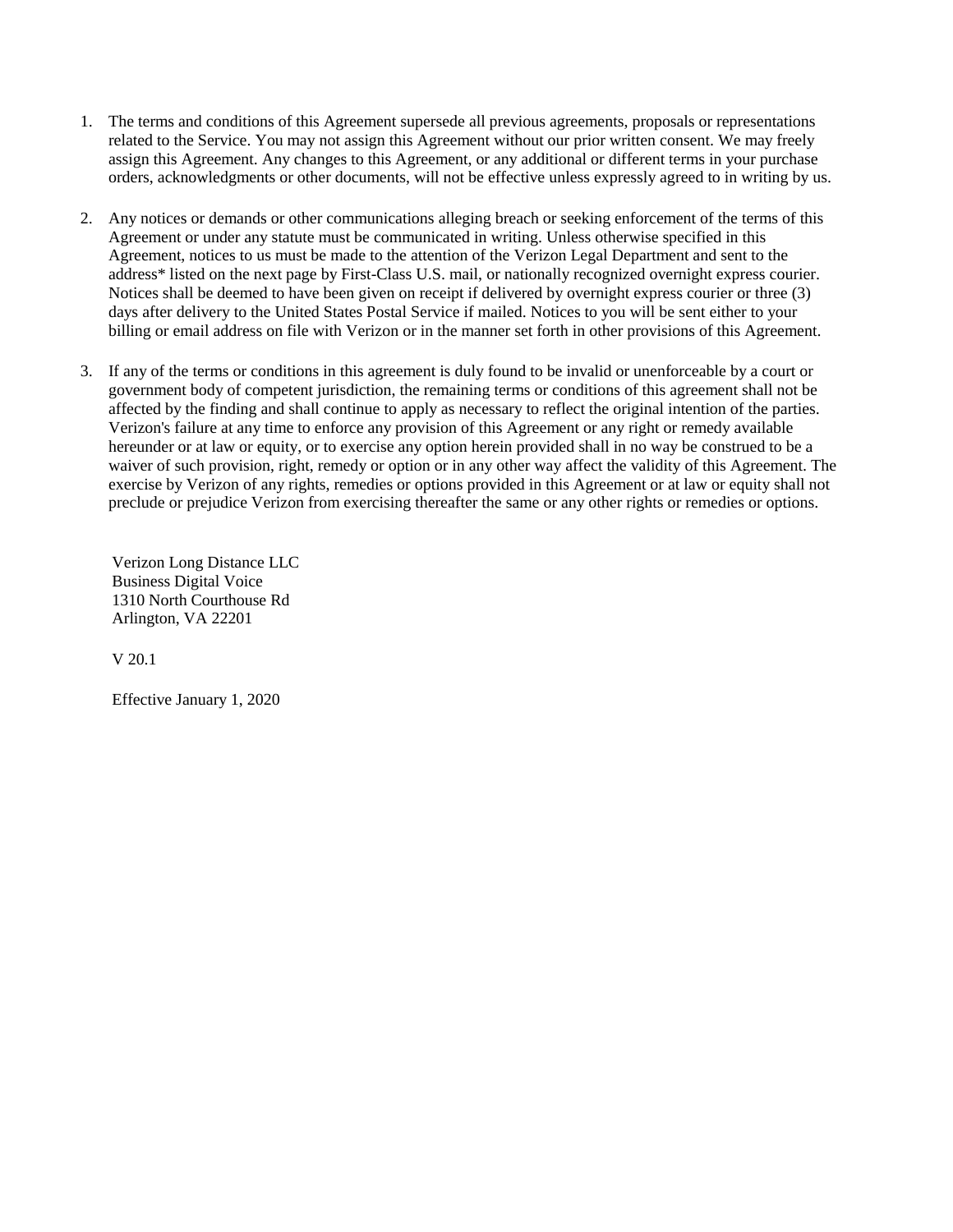1. The terms and conditions of this Agreement supersede all previous agreements, proposals or representations related to the Service. You may not assign this Agreement without our prior written consent. We may freely assign this Agreement. Any changes to this Agreement, or any additional or different terms in your purchase orders, acknowledgments or other documents, will not be effective unless expressly agreed to in writing by us.

2. Any notices or demands or other communications alleging breach or seeking enforcement of the terms of this Agreement or under any statute must be communicated in writing. Unless otherwise specified in this Agreement, notices to us must be made to the attention of the Verizon Legal Department and sent to the address* listed on the next page by First-Class U.S. mail, or nationally recognized overnight express courier. Notices shall be deemed to have been given on receipt if delivered by overnight express courier or three (3) days after delivery to the United States Postal Service if mailed. Notices to you will be sent either to your billing or email address on file with Verizon or in the manner set forth in other provisions of this Agreement.

3. If any of the terms or conditions in this agreement is duly found to be invalid or unenforceable by a court or government body of competent jurisdiction, the remaining terms or conditions of this agreement shall not be affected by the finding and shall continue to apply as necessary to reflect the original intention of the parties. Verizon's failure at any time to enforce any provision of this Agreement or any right or remedy available hereunder or at law or equity, or to exercise any option herein provided shall in no way be construed to be a waiver of such provision, right, remedy or option or in any other way affect the validity of this Agreement. The exercise by Verizon of any rights, remedies or options provided in this Agreement or at law or equity shall not preclude or prejudice Verizon from exercising thereafter the same or any other rights or remedies or options.

Verizon Long Distance LLC
Business Digital Voice
1310 North Courthouse Rd
Arlington, VA 22201

V 20.1

Effective January 1, 2020